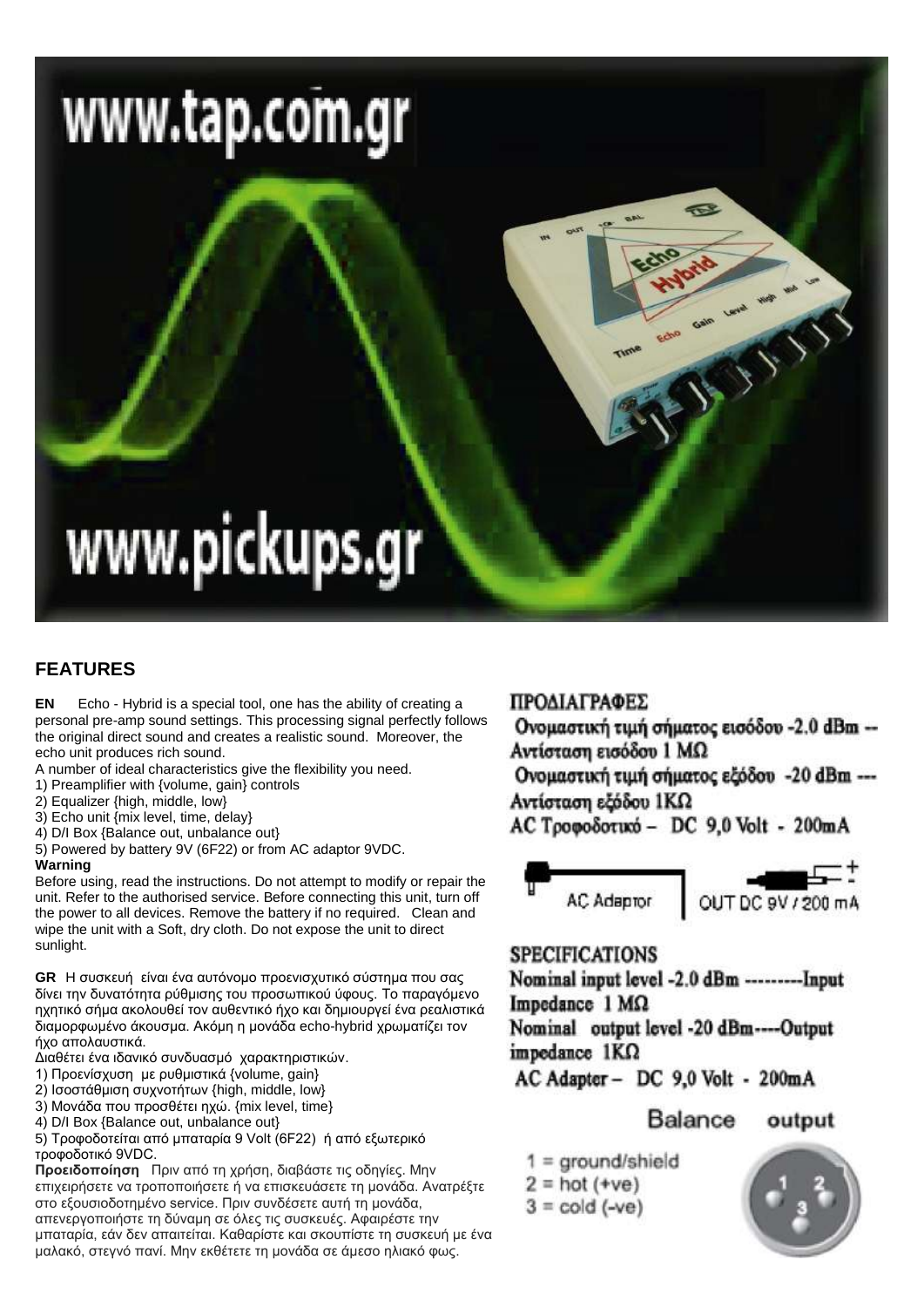www.tap.com.gr

www.pickups.gr

## FEATURES

**EN** Echo - Hybrid is a special tool, one has the ability of creating a personal pre-amp sound settings. This processing signal perfectly follows the original direct sound and creates a realistic sound. Moreover, the echo unit produces rich sound.

A number of ideal characteristics give the flexibility you need.

1) Preamplifier with {volume, gain} controls
2) Equalizer {high, middle, low}
3) Echo unit {mix level, time, delay}
4) D/I Box {Balance out, unbalance out}
5) Powered by battery 9V (6F22) or from AC adaptor 9VDC.

**Warning**

Before using, read the instructions. Do not attempt to modify or repair the unit. Refer to the authorised service. Before connecting this unit, turn off the power to all devices. Remove the battery if no required. Clean and wipe the unit with a Soft, dry cloth. Do not expose the unit to direct sunlight.

**GR** Η συσκευή είναι ένα αυτόνομο προενισχυτικό σύστημα που σας δίνει την δυνατότητα ρύθμισης του προσωπικού ύφους. Το παραγόμενο ηχητικό σήμα ακολουθεί τον αυθεντικό ήχο και δημιουργεί ένα ρεαλιστικά διαμορφωμένο άκουσμα. Ακόμη η μονάδα echo-hybrid χρωματίζει τον ήχο απολαυστικά.

Διαθέτει ένα ιδανικό συνδυασμό χαρακτηριστικών.

1) Προενίσχυση με ρυθμιστικά {volume, gain}
2) Ισοστάθμιση συχνοτήτων {high, middle, low}
3) Μονάδα που προσθέτει ηχώ. {mix level, time}
4) D/I Box {Balance out, unbalance out}
5) Τροφοδοτείται από μπαταρία 9 Volt (6F22) ή από εξωτερικό τροφοδοτικό 9VDC.

**Προειδοποίηση** Πριν από τη χρήση, διαβάστε τις οδηγίες. Μην επιχειρήσετε να τροποποιήσετε ή να επισκευάσετε τη μονάδα. Ανατρέξτε στο εξουσιοδοτημένο service. Πριν συνδέσετε αυτή τη μονάδα, απενεργοποιήστε τη δύναμη σε όλες τις συσκευές. Αφαιρέστε την μπαταρία, εάν δεν απαιτείται. Καθαρίστε και σκουπίστε τη συσκευή με ένα μαλακό, στεγνό πανί. Μην εκθέτετε τη μονάδα σε άμεσο ηλιακό φως.

## ΠΡΟΔΙΑΓΡΑΦΕΣ

Ονομαστική τιμή σήματος εισόδου -2.0 dBm -- Αντίσταση εισόδου 1 MΩ

Ονομαστική τιμή σήματος εξόδου -20 dBm --- Αντίσταση εξόδου 1KΩ

AC Τροφοδοτικό – DC 9,0 Volt - 200mA

AC Adaptor | OUT DC 9V / 200 mA

## SPECIFICATIONS

Nominal input level -2.0 dBm ---------Input Impedance 1 MΩ

Nominal output level -20 dBm----Output impedance 1KΩ

AC Adapter – DC 9,0 Volt - 200mA

### Balance output

1 = ground/shield
2 = hot (+ve)
3 = cold (-ve)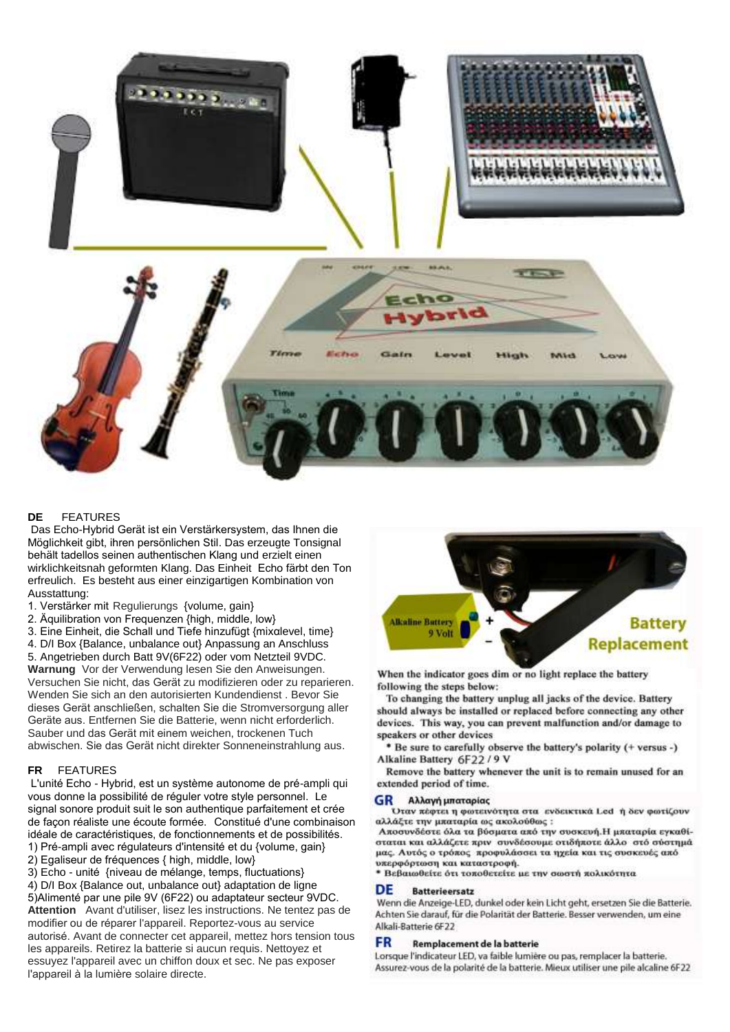**DE** FEATURES

Das Echo-Hybrid Gerät ist ein Verstärkersystem, das Ihnen die Möglichkeit gibt, ihren persönlichen Stil. Das erzeugte Tonsignal behält tadellos seinen authentischen Klang und erzielt einen wirklichkeitsnah geformten Klang. Das Einheit Echo färbt den Ton erfreulich. Es besteht aus einer einzigartigen Kombination von Ausstattung:

1. Verstärker mit Regulierungs {volume, gain}
2. Äquilibration von Frequenzen {high, middle, low}
3. Eine Einheit, die Schall und Tiefe hinzufügt {mixαlevel, time}
4. D/I Box {Balance, unbalance out} Anpassung an Anschluss
5. Angetrieben durch Batt 9V(6F22) oder vom Netzteil 9VDC.

**Warnung** Vor der Verwendung lesen Sie den Anweisungen. Versuchen Sie nicht, das Gerät zu modifizieren oder zu reparieren. Wenden Sie sich an den autorisierten Kundendienst . Bevor Sie dieses Gerät anschließen, schalten Sie die Stromversorgung aller Geräte aus. Entfernen Sie die Batterie, wenn nicht erforderlich. Sauber und das Gerät mit einem weichen, trockenen Tuch abwischen. Sie das Gerät nicht direkter Sonneneinstrahlung aus.

**FR** FEATURES

L'unité Echo - Hybrid, est un système autonome de pré-ampli qui vous donne la possibilité de réguler votre style personnel. Le signal sonore produit suit le son authentique parfaitement et crée de façon réaliste une écoute formée. Constitué d'une combinaison idéale de caractéristiques, de fonctionnements et de possibilités.

1) Pré-ampli avec régulateurs d'intensité et du {volume, gain}
2) Egaliseur de fréquences { high, middle, low}
3) Echo - unité {niveau de mélange, temps, fluctuations}
4) D/I Box {Balance out, unbalance out} adaptation de ligne
5)Alimenté par une pile 9V (6F22) ou adaptateur secteur 9VDC.

**Attention** Avant d'utiliser, lisez les instructions. Ne tentez pas de modifier ou de réparer l'appareil. Reportez-vous au service autorisé. Avant de connecter cet appareil, mettez hors tension tous les appareils. Retirez la batterie si aucun requis. Nettoyez et essuyez l'appareil avec un chiffon doux et sec. Ne pas exposer l'appareil à la lumière solaire directe.

## Battery Replacement

When the indicator goes dim or no light replace the battery following the steps below:

To changing the battery unplug all jacks of the device. Battery should always be installed or replaced before connecting any other devices. This way, you can prevent malfunction and/or damage to speakers or other devices

\* Be sure to carefully observe the battery's polarity (+ versus -)
Alkaline Battery 6F22 / 9 V

Remove the battery whenever the unit is to remain unused for an extended period of time.

**GR** **Αλλαγή μπαταρίας**

Όταν πέφτει η φωτεινότητα στα ενδεικτικά Led ή δεν φωτίζουν αλλάξτε την μπαταρία ως ακολούθως :
Αποσυνδέστε όλα τα βύσματα από την συσκευή.Η μπαταρία εγκαθίσταται και αλλάζετε πριν συνδέσουμε οτιδήποτε άλλο στό σύστημά μας. Αυτός ο τρόπος προφυλάσσει τα ηχεία και τις συσκευές από υπερφόρτωση και καταστροφή.
\* Βεβαιωθείτε ότι τοποθετείτε με την σωστή πολικότητα

**DE** **Batterieersatz**

Wenn die Anzeige-LED, dunkel oder kein Licht geht, ersetzen Sie die Batterie. Achten Sie darauf, für die Polarität der Batterie. Besser verwenden, um eine Alkali-Batterie 6F22

**FR** **Remplacement de la batterie**

Lorsque l'indicateur LED, va faible lumière ou pas, remplacer la batterie. Assurez-vous de la polarité de la batterie. Mieux utiliser une pile alcaline 6F22